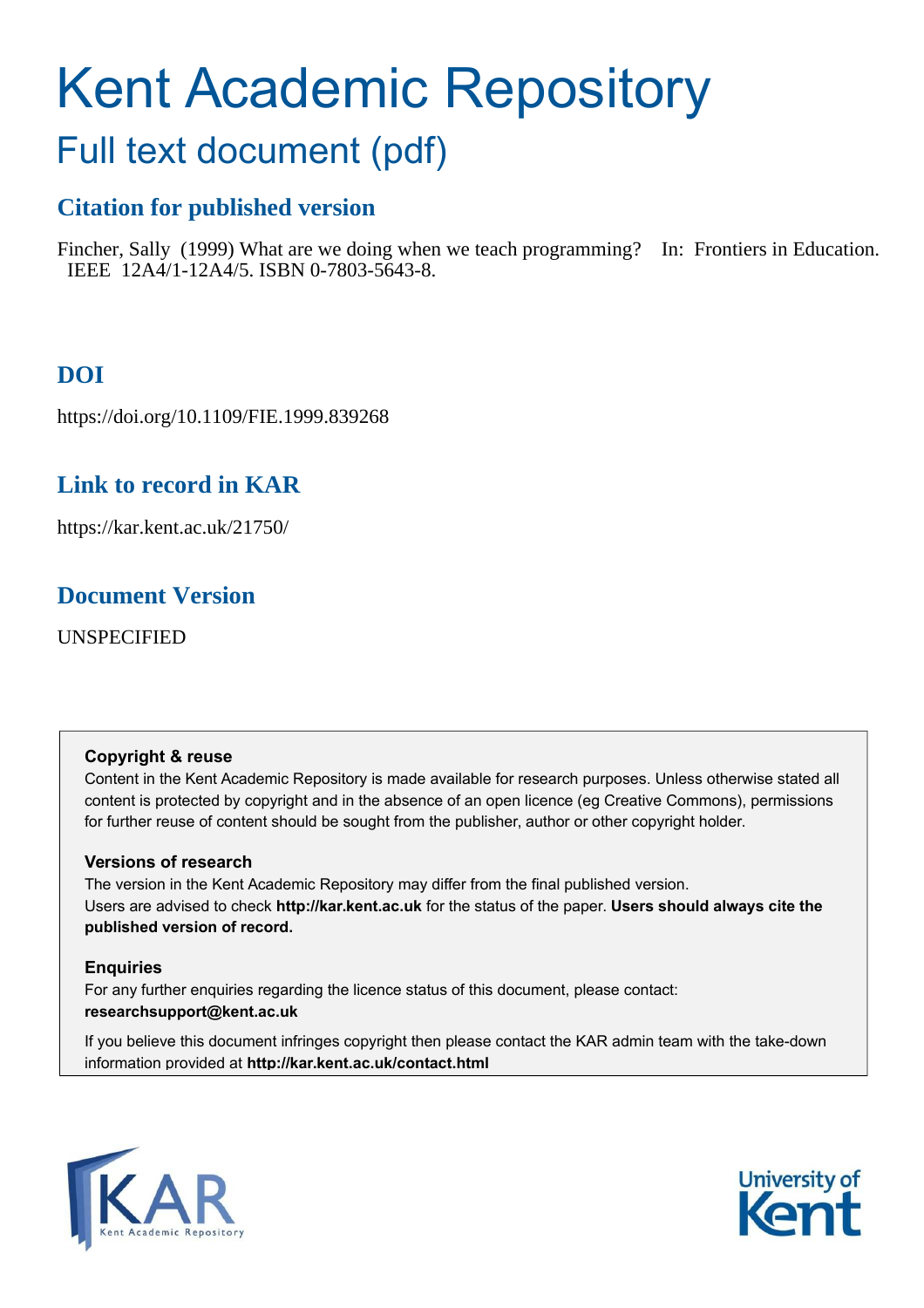# Kent Academic Repository

## Full text document (pdf)

### Citation for published version

Fincher, Sally (1999) What are we doing when we teach programming? In: Frontiers in Education. IEEE 12A4/1-12A4/5. ISBN 0-7803-5643-8.

### DOI

https://doi.org/10.1109/FIE.1999.839268

### Link to record in KAR

https://kar.kent.ac.uk/21750/

### Document Version

UNSPECIFIED

**Copyright & reuse**

Content in the Kent Academic Repository is made available for research purposes. Unless otherwise stated all content is protected by copyright and in the absence of an open licence (eg Creative Commons), permissions for further reuse of content should be sought from the publisher, author or other copyright holder.

**Versions of research**

The version in the Kent Academic Repository may differ from the final published version. Users are advised to check **http://kar.kent.ac.uk** for the status of the paper. **Users should always cite the published version of record.**

**Enquiries**

For any further enquiries regarding the licence status of this document, please contact: **researchsupport@kent.ac.uk**

If you believe this document infringes copyright then please contact the KAR admin team with the take-down information provided at **http://kar.kent.ac.uk/contact.html**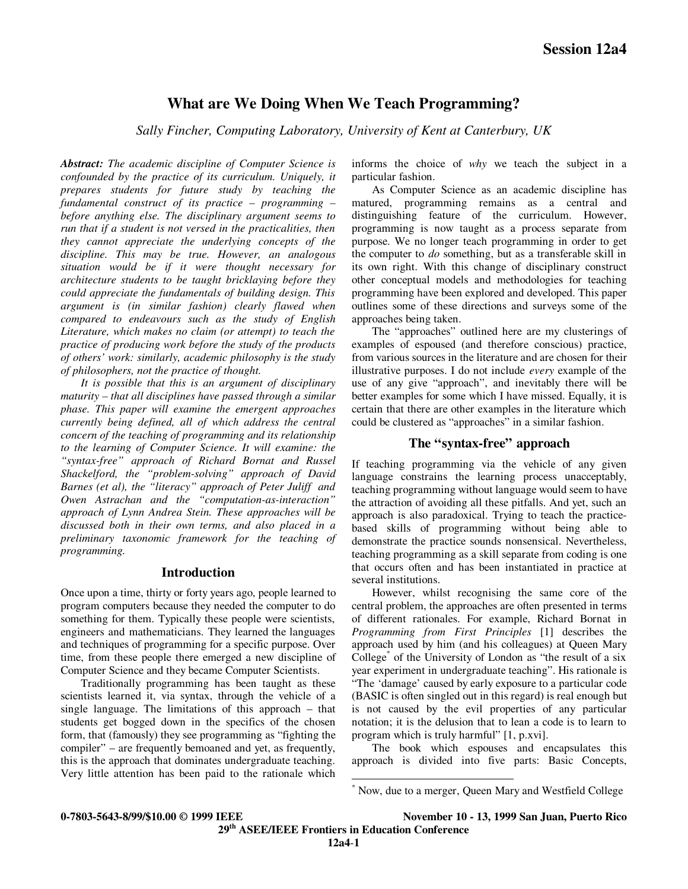# What are We Doing When We Teach Programming?

*Sally Fincher, Computing Laboratory, University of Kent at Canterbury, UK*

***Abstract:** The academic discipline of Computer Science is confounded by the practice of its curriculum. Uniquely, it prepares students for future study by teaching the fundamental construct of its practice – programming – before anything else. The disciplinary argument seems to run that if a student is not versed in the practicalities, then they cannot appreciate the underlying concepts of the discipline. This may be true. However, an analogous situation would be if it were thought necessary for architecture students to be taught bricklaying before they could appreciate the fundamentals of building design. This argument is (in similar fashion) clearly flawed when compared to endeavours such as the study of English Literature, which makes no claim (or attempt) to teach the practice of producing work before the study of the products of others' work: similarly, academic philosophy is the study of philosophers, not the practice of thought.*

*It is possible that this is an argument of disciplinary maturity – that all disciplines have passed through a similar phase. This paper will examine the emergent approaches currently being defined, all of which address the central concern of the teaching of programming and its relationship to the learning of Computer Science. It will examine: the "syntax-free" approach of Richard Bornat and Russel Shackelford, the "problem-solving" approach of David Barnes (et al), the "literacy" approach of Peter Juliff and Owen Astrachan and the "computation-as-interaction" approach of Lynn Andrea Stein. These approaches will be discussed both in their own terms, and also placed in a preliminary taxonomic framework for the teaching of programming.*

## Introduction

Once upon a time, thirty or forty years ago, people learned to program computers because they needed the computer to do something for them. Typically these people were scientists, engineers and mathematicians. They learned the languages and techniques of programming for a specific purpose. Over time, from these people there emerged a new discipline of Computer Science and they became Computer Scientists.

Traditionally programming has been taught as these scientists learned it, via syntax, through the vehicle of a single language. The limitations of this approach – that students get bogged down in the specifics of the chosen form, that (famously) they see programming as "fighting the compiler" – are frequently bemoaned and yet, as frequently, this is the approach that dominates undergraduate teaching. Very little attention has been paid to the rationale which informs the choice of *why* we teach the subject in a particular fashion.

As Computer Science as an academic discipline has matured, programming remains as a central and distinguishing feature of the curriculum. However, programming is now taught as a process separate from purpose. We no longer teach programming in order to get the computer to *do* something, but as a transferable skill in its own right. With this change of disciplinary construct other conceptual models and methodologies for teaching programming have been explored and developed. This paper outlines some of these directions and surveys some of the approaches being taken.

The "approaches" outlined here are my clusterings of examples of espoused (and therefore conscious) practice, from various sources in the literature and are chosen for their illustrative purposes. I do not include *every* example of the use of any give "approach", and inevitably there will be better examples for some which I have missed. Equally, it is certain that there are other examples in the literature which could be clustered as "approaches" in a similar fashion.

## The "syntax-free" approach

If teaching programming via the vehicle of any given language constrains the learning process unacceptably, teaching programming without language would seem to have the attraction of avoiding all these pitfalls. And yet, such an approach is also paradoxical. Trying to teach the practice-based skills of programming without being able to demonstrate the practice sounds nonsensical. Nevertheless, teaching programming as a skill separate from coding is one that occurs often and has been instantiated in practice at several institutions.

However, whilst recognising the same core of the central problem, the approaches are often presented in terms of different rationales. For example, Richard Bornat in *Programming from First Principles* [1] describes the approach used by him (and his colleagues) at Queen Mary College* of the University of London as "the result of a six year experiment in undergraduate teaching". His rationale is "The 'damage' caused by early exposure to a particular code (BASIC is often singled out in this regard) is real enough but is not caused by the evil properties of any particular notation; it is the delusion that to lean a code is to learn to program which is truly harmful" [1, p.xvi].

The book which espouses and encapsulates this approach is divided into five parts: Basic Concepts,

---

* Now, due to a merger, Queen Mary and Westfield College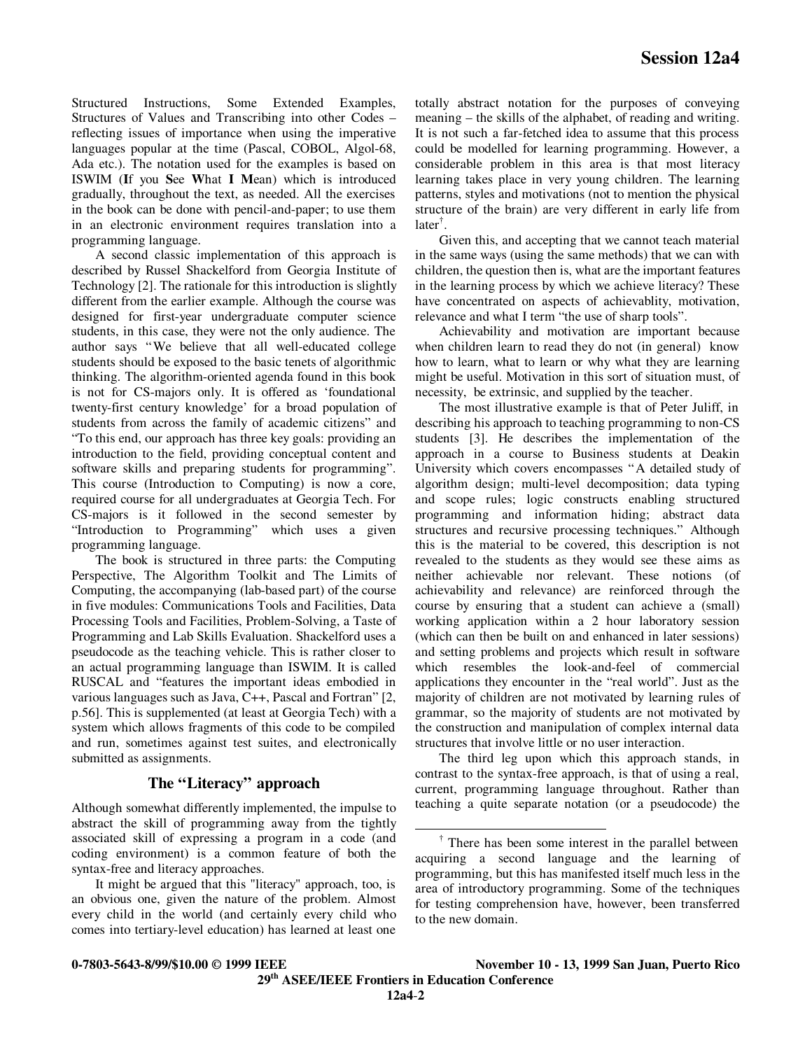Structured Instructions, Some Extended Examples, Structures of Values and Transcribing into other Codes – reflecting issues of importance when using the imperative languages popular at the time (Pascal, COBOL, Algol-68, Ada etc.). The notation used for the examples is based on ISWIM (**I**f you **S**ee **W**hat **I** **M**ean) which is introduced gradually, throughout the text, as needed. All the exercises in the book can be done with pencil-and-paper; to use them in an electronic environment requires translation into a programming language.

A second classic implementation of this approach is described by Russel Shackelford from Georgia Institute of Technology [2]. The rationale for this introduction is slightly different from the earlier example. Although the course was designed for first-year undergraduate computer science students, in this case, they were not the only audience. The author says "We believe that all well-educated college students should be exposed to the basic tenets of algorithmic thinking. The algorithm-oriented agenda found in this book is not for CS-majors only. It is offered as 'foundational twenty-first century knowledge' for a broad population of students from across the family of academic citizens" and "To this end, our approach has three key goals: providing an introduction to the field, providing conceptual content and software skills and preparing students for programming". This course (Introduction to Computing) is now a core, required course for all undergraduates at Georgia Tech. For CS-majors is it followed in the second semester by "Introduction to Programming" which uses a given programming language.

The book is structured in three parts: the Computing Perspective, The Algorithm Toolkit and The Limits of Computing, the accompanying (lab-based part) of the course in five modules: Communications Tools and Facilities, Data Processing Tools and Facilities, Problem-Solving, a Taste of Programming and Lab Skills Evaluation. Shackelford uses a pseudocode as the teaching vehicle. This is rather closer to an actual programming language than ISWIM. It is called RUSCAL and "features the important ideas embodied in various languages such as Java, C++, Pascal and Fortran" [2, p.56]. This is supplemented (at least at Georgia Tech) with a system which allows fragments of this code to be compiled and run, sometimes against test suites, and electronically submitted as assignments.

## The "Literacy" approach

Although somewhat differently implemented, the impulse to abstract the skill of programming away from the tightly associated skill of expressing a program in a code (and coding environment) is a common feature of both the syntax-free and literacy approaches.

It might be argued that this "literacy" approach, too, is an obvious one, given the nature of the problem. Almost every child in the world (and certainly every child who comes into tertiary-level education) has learned at least one totally abstract notation for the purposes of conveying meaning – the skills of the alphabet, of reading and writing. It is not such a far-fetched idea to assume that this process could be modelled for learning programming. However, a considerable problem in this area is that most literacy learning takes place in very young children. The learning patterns, styles and motivations (not to mention the physical structure of the brain) are very different in early life from later[†].

Given this, and accepting that we cannot teach material in the same ways (using the same methods) that we can with children, the question then is, what are the important features in the learning process by which we achieve literacy? These have concentrated on aspects of achievablity, motivation, relevance and what I term "the use of sharp tools".

Achievability and motivation are important because when children learn to read they do not (in general) know how to learn, what to learn or why what they are learning might be useful. Motivation in this sort of situation must, of necessity, be extrinsic, and supplied by the teacher.

The most illustrative example is that of Peter Juliff, in describing his approach to teaching programming to non-CS students [3]. He describes the implementation of the approach in a course to Business students at Deakin University which covers encompasses "A detailed study of algorithm design; multi-level decomposition; data typing and scope rules; logic constructs enabling structured programming and information hiding; abstract data structures and recursive processing techniques." Although this is the material to be covered, this description is not revealed to the students as they would see these aims as neither achievable nor relevant. These notions (of achievability and relevance) are reinforced through the course by ensuring that a student can achieve a (small) working application within a 2 hour laboratory session (which can then be built on and enhanced in later sessions) and setting problems and projects which result in software which resembles the look-and-feel of commercial applications they encounter in the "real world". Just as the majority of children are not motivated by learning rules of grammar, so the majority of students are not motivated by the construction and manipulation of complex internal data structures that involve little or no user interaction.

The third leg upon which this approach stands, in contrast to the syntax-free approach, is that of using a real, current, programming language throughout. Rather than teaching a quite separate notation (or a pseudocode) the

[†] There has been some interest in the parallel between acquiring a second language and the learning of programming, but this has manifested itself much less in the area of introductory programming. Some of the techniques for testing comprehension have, however, been transferred to the new domain.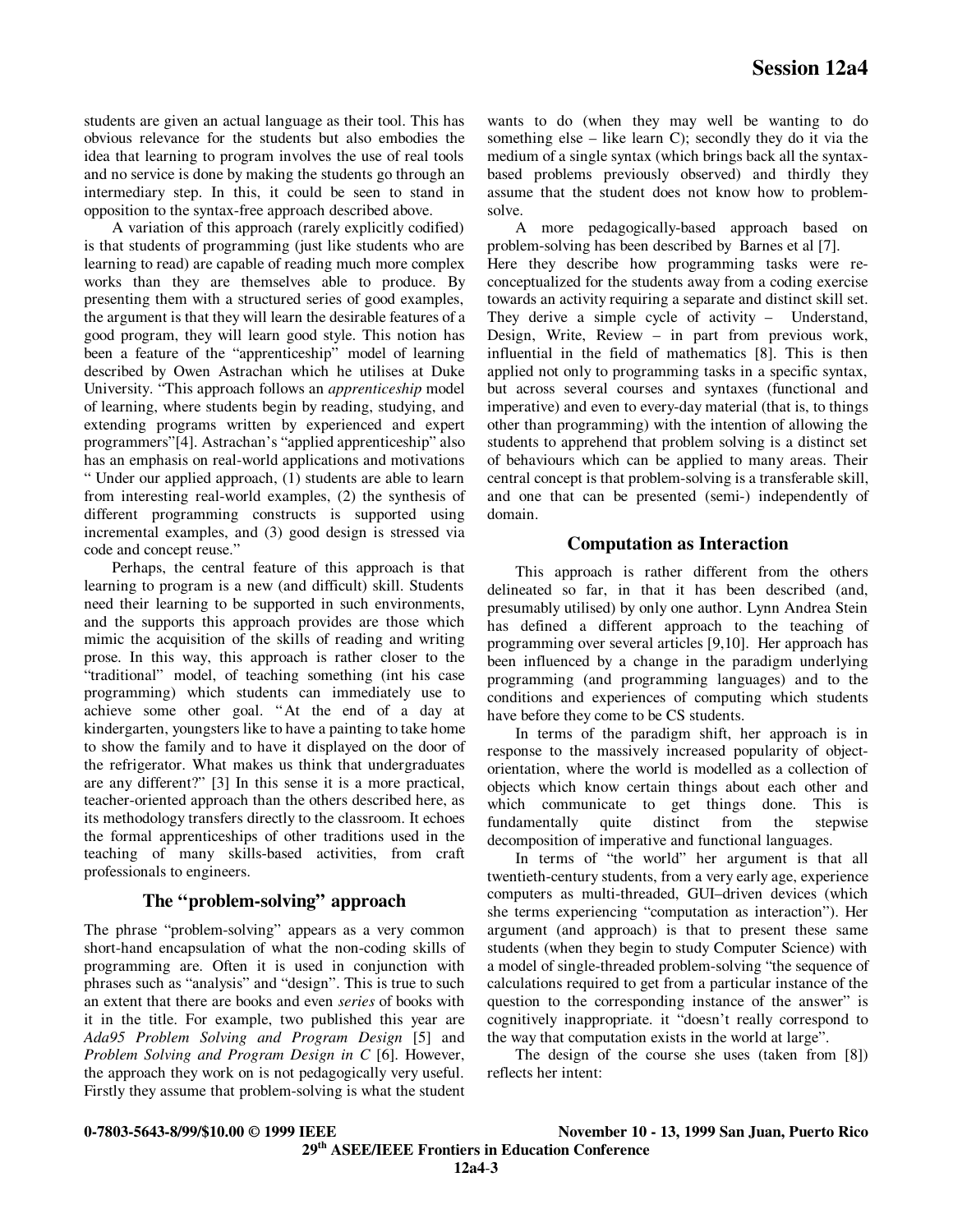students are given an actual language as their tool. This has obvious relevance for the students but also embodies the idea that learning to program involves the use of real tools and no service is done by making the students go through an intermediary step. In this, it could be seen to stand in opposition to the syntax-free approach described above.

A variation of this approach (rarely explicitly codified) is that students of programming (just like students who are learning to read) are capable of reading much more complex works than they are themselves able to produce. By presenting them with a structured series of good examples, the argument is that they will learn the desirable features of a good program, they will learn good style. This notion has been a feature of the "apprenticeship" model of learning described by Owen Astrachan which he utilises at Duke University. "This approach follows an *apprenticeship* model of learning, where students begin by reading, studying, and extending programs written by experienced and expert programmers"[4]. Astrachan's "applied apprenticeship" also has an emphasis on real-world applications and motivations " Under our applied approach, (1) students are able to learn from interesting real-world examples, (2) the synthesis of different programming constructs is supported using incremental examples, and (3) good design is stressed via code and concept reuse."

Perhaps, the central feature of this approach is that learning to program is a new (and difficult) skill. Students need their learning to be supported in such environments, and the supports this approach provides are those which mimic the acquisition of the skills of reading and writing prose. In this way, this approach is rather closer to the "traditional" model, of teaching something (int his case programming) which students can immediately use to achieve some other goal. "At the end of a day at kindergarten, youngsters like to have a painting to take home to show the family and to have it displayed on the door of the refrigerator. What makes us think that undergraduates are any different?" [3] In this sense it is a more practical, teacher-oriented approach than the others described here, as its methodology transfers directly to the classroom. It echoes the formal apprenticeships of other traditions used in the teaching of many skills-based activities, from craft professionals to engineers.

## The "problem-solving" approach

The phrase "problem-solving" appears as a very common short-hand encapsulation of what the non-coding skills of programming are. Often it is used in conjunction with phrases such as "analysis" and "design". This is true to such an extent that there are books and even *series* of books with it in the title. For example, two published this year are *Ada95 Problem Solving and Program Design* [5] and *Problem Solving and Program Design in C* [6]. However, the approach they work on is not pedagogically very useful. Firstly they assume that problem-solving is what the student wants to do (when they may well be wanting to do something else – like learn C); secondly they do it via the medium of a single syntax (which brings back all the syntax-based problems previously observed) and thirdly they assume that the student does not know how to problem-solve.

A more pedagogically-based approach based on problem-solving has been described by Barnes et al [7]. Here they describe how programming tasks were re-conceptualized for the students away from a coding exercise towards an activity requiring a separate and distinct skill set. They derive a simple cycle of activity – Understand, Design, Write, Review – in part from previous work, influential in the field of mathematics [8]. This is then applied not only to programming tasks in a specific syntax, but across several courses and syntaxes (functional and imperative) and even to every-day material (that is, to things other than programming) with the intention of allowing the students to apprehend that problem solving is a distinct set of behaviours which can be applied to many areas. Their central concept is that problem-solving is a transferable skill, and one that can be presented (semi-) independently of domain.

## Computation as Interaction

This approach is rather different from the others delineated so far, in that it has been described (and, presumably utilised) by only one author. Lynn Andrea Stein has defined a different approach to the teaching of programming over several articles [9,10]. Her approach has been influenced by a change in the paradigm underlying programming (and programming languages) and to the conditions and experiences of computing which students have before they come to be CS students.

In terms of the paradigm shift, her approach is in response to the massively increased popularity of object-orientation, where the world is modelled as a collection of objects which know certain things about each other and which communicate to get things done. This is fundamentally quite distinct from the stepwise decomposition of imperative and functional languages.

In terms of "the world" her argument is that all twentieth-century students, from a very early age, experience computers as multi-threaded, GUI–driven devices (which she terms experiencing "computation as interaction"). Her argument (and approach) is that to present these same students (when they begin to study Computer Science) with a model of single-threaded problem-solving "the sequence of calculations required to get from a particular instance of the question to the corresponding instance of the answer" is cognitively inappropriate. it "doesn't really correspond to the way that computation exists in the world at large".

The design of the course she uses (taken from [8]) reflects her intent: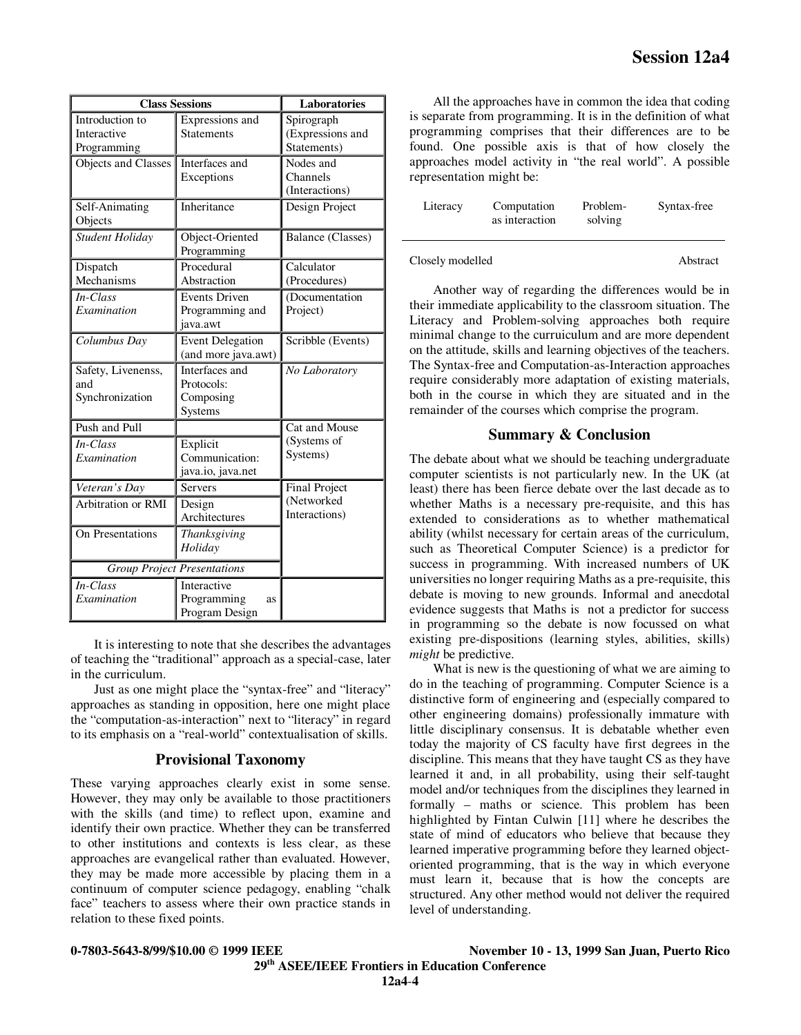| Class Sessions | | Laboratories |
|---|---|---|
| Introduction to Interactive Programming | Expressions and Statements | Spirograph (Expressions and Statements) |
| Objects and Classes | Interfaces and Exceptions | Nodes and Channels (Interactions) |
| Self-Animating Objects | Inheritance | Design Project |
| *Student Holiday* | Object-Oriented Programming | Balance (Classes) |
| Dispatch Mechanisms | Procedural Abstraction | Calculator (Procedures) |
| *In-Class Examination* | Events Driven Programming and java.awt | (Documentation Project) |
| *Columbus Day* | Event Delegation (and more java.awt) | Scribble (Events) |
| Safety, Livenenss, and Synchronization | Interfaces and Protocols: Composing Systems | *No Laboratory* |
| Push and Pull | | Cat and Mouse (Systems of Systems) |
| *In-Class Examination* | Explicit Communication: java.io, java.net | |
| *Veteran's Day* | Servers | Final Project (Networked Interactions) |
| Arbitration or RMI | Design Architectures | |
| On Presentations | *Thanksgiving Holiday* | |
| *Group Project Presentations* | | |
| *In-Class Examination* | Interactive Programming as Program Design | |

It is interesting to note that she describes the advantages of teaching the "traditional" approach as a special-case, later in the curriculum.

Just as one might place the "syntax-free" and "literacy" approaches as standing in opposition, here one might place the "computation-as-interaction" next to "literacy" in regard to its emphasis on a "real-world" contextualisation of skills.

## Provisional Taxonomy

These varying approaches clearly exist in some sense. However, they may only be available to those practitioners with the skills (and time) to reflect upon, examine and identify their own practice. Whether they can be transferred to other institutions and contexts is less clear, as these approaches are evangelical rather than evaluated. However, they may be made more accessible by placing them in a continuum of computer science pedagogy, enabling "chalk face" teachers to assess where their own practice stands in relation to these fixed points.

All the approaches have in common the idea that coding is separate from programming. It is in the definition of what programming comprises that their differences are to be found. One possible axis is that of how closely the approaches model activity in "the real world". A possible representation might be:

| Literacy | Computation as interaction | Problem-solving | Syntax-free |
|---|---|---|---|
| Closely modelled | | | Abstract |

Another way of regarding the differences would be in their immediate applicability to the classroom situation. The Literacy and Problem-solving approaches both require minimal change to the curruiculum and are more dependent on the attitude, skills and learning objectives of the teachers. The Syntax-free and Computation-as-Interaction approaches require considerably more adaptation of existing materials, both in the course in which they are situated and in the remainder of the courses which comprise the program.

## Summary & Conclusion

The debate about what we should be teaching undergraduate computer scientists is not particularly new. In the UK (at least) there has been fierce debate over the last decade as to whether Maths is a necessary pre-requisite, and this has extended to considerations as to whether mathematical ability (whilst necessary for certain areas of the curriculum, such as Theoretical Computer Science) is a predictor for success in programming. With increased numbers of UK universities no longer requiring Maths as a pre-requisite, this debate is moving to new grounds. Informal and anecdotal evidence suggests that Maths is not a predictor for success in programming so the debate is now focussed on what existing pre-dispositions (learning styles, abilities, skills) *might* be predictive.

What is new is the questioning of what we are aiming to do in the teaching of programming. Computer Science is a distinctive form of engineering and (especially compared to other engineering domains) professionally immature with little disciplinary consensus. It is debatable whether even today the majority of CS faculty have first degrees in the discipline. This means that they have taught CS as they have learned it and, in all probability, using their self-taught model and/or techniques from the disciplines they learned in formally – maths or science. This problem has been highlighted by Fintan Culwin [11] where he describes the state of mind of educators who believe that because they learned imperative programming before they learned object-oriented programming, that is the way in which everyone must learn it, because that is how the concepts are structured. Any other method would not deliver the required level of understanding.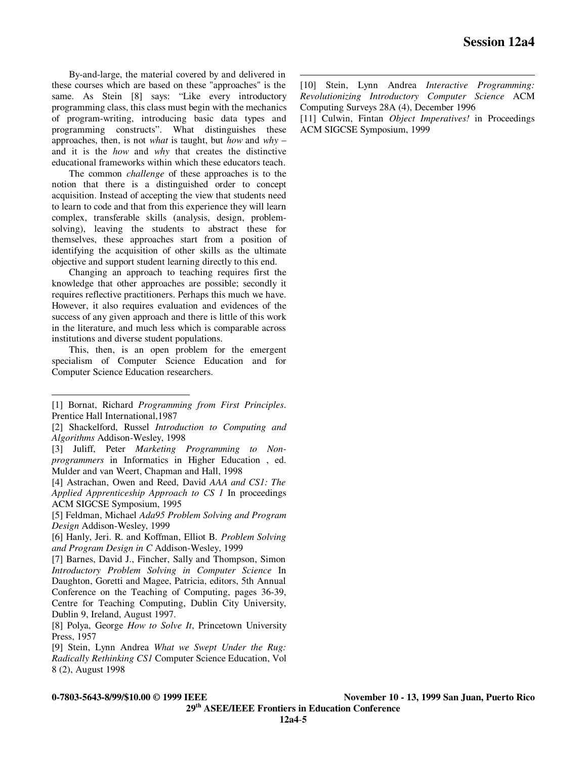By-and-large, the material covered by and delivered in these courses which are based on these "approaches" is the same. As Stein [8] says: "Like every introductory programming class, this class must begin with the mechanics of program-writing, introducing basic data types and programming constructs". What distinguishes these approaches, then, is not *what* is taught, but *how* and *why* – and it is the *how* and *why* that creates the distinctive educational frameworks within which these educators teach.

The common *challenge* of these approaches is to the notion that there is a distinguished order to concept acquisition. Instead of accepting the view that students need to learn to code and that from this experience they will learn complex, transferable skills (analysis, design, problem-solving), leaving the students to abstract these for themselves, these approaches start from a position of identifying the acquisition of other skills as the ultimate objective and support student learning directly to this end.

Changing an approach to teaching requires first the knowledge that other approaches are possible; secondly it requires reflective practitioners. Perhaps this much we have. However, it also requires evaluation and evidences of the success of any given approach and there is little of this work in the literature, and much less which is comparable across institutions and diverse student populations.

This, then, is an open problem for the emergent specialism of Computer Science Education and for Computer Science Education researchers.

---

[1] Bornat, Richard *Programming from First Principles*. Prentice Hall International,1987

[2] Shackelford, Russel *Introduction to Computing and Algorithms* Addison-Wesley, 1998

[3] Juliff, Peter *Marketing Programming to Non-programmers* in Informatics in Higher Education , ed. Mulder and van Weert, Chapman and Hall, 1998

[4] Astrachan, Owen and Reed, David *AAA and CS1: The Applied Apprenticeship Approach to CS 1* In proceedings ACM SIGCSE Symposium, 1995

[5] Feldman, Michael *Ada95 Problem Solving and Program Design* Addison-Wesley, 1999

[6] Hanly, Jeri. R. and Koffman, Elliot B. *Problem Solving and Program Design in C* Addison-Wesley, 1999

[7] Barnes, David J., Fincher, Sally and Thompson, Simon *Introductory Problem Solving in Computer Science* In Daughton, Goretti and Magee, Patricia, editors, 5th Annual Conference on the Teaching of Computing, pages 36-39, Centre for Teaching Computing, Dublin City University, Dublin 9, Ireland, August 1997.

[8] Polya, George *How to Solve It*, Princetown University Press, 1957

[9] Stein, Lynn Andrea *What we Swept Under the Rug: Radically Rethinking CS1* Computer Science Education, Vol 8 (2), August 1998

[10] Stein, Lynn Andrea *Interactive Programming: Revolutionizing Introductory Computer Science* ACM Computing Surveys 28A (4), December 1996

[11] Culwin, Fintan *Object Imperatives!* in Proceedings ACM SIGCSE Symposium, 1999